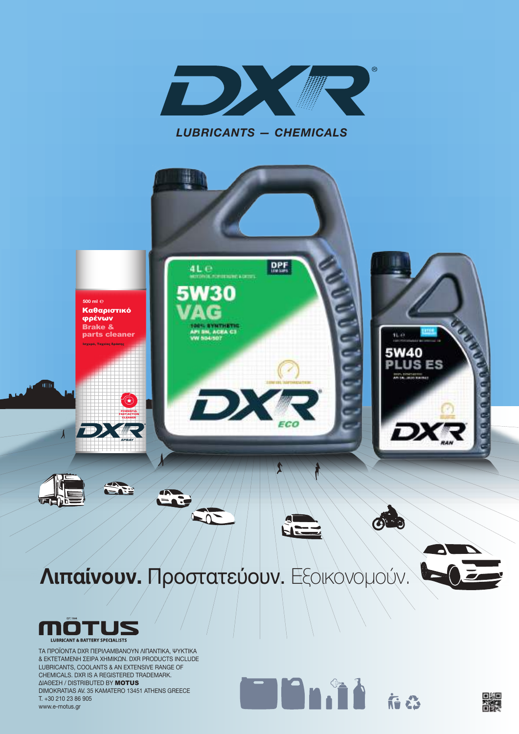# DXR

***LUBRICANTS — CHEMICALS***

## **Λιπαίνουν.** Προστατεύουν. Εξοικονομούν.

**MOTUS**

EST. 1994

LUBRICANT & BATTERY SPECIALISTS

ΤΑ ΠΡΟΪΟΝΤΑ DXR ΠΕΡΙΛΑΜΒΑΝΟΥΝ ΛΙΠΑΝΤΙΚΑ, ΨΥΚΤΙΚΑ & ΕΚΤΕΤΑΜΕΝΗ ΣΕΙΡΑ ΧΗΜΙΚΩΝ. DXR PRODUCTS INCLUDE LUBRICANTS, COOLANTS & AN EXTENSIVE RANGE OF CHEMICALS. DXR IS A REGISTERED TRADEMARK.

ΔΙΑΘΕΣΗ / DISTRIBUTED BY **MOTUS**

DIMOKRATIAS AV. 35 KAMATERO 13451 ATHENS GREECE

T. +30 210 23 86 905

www.e-motus.gr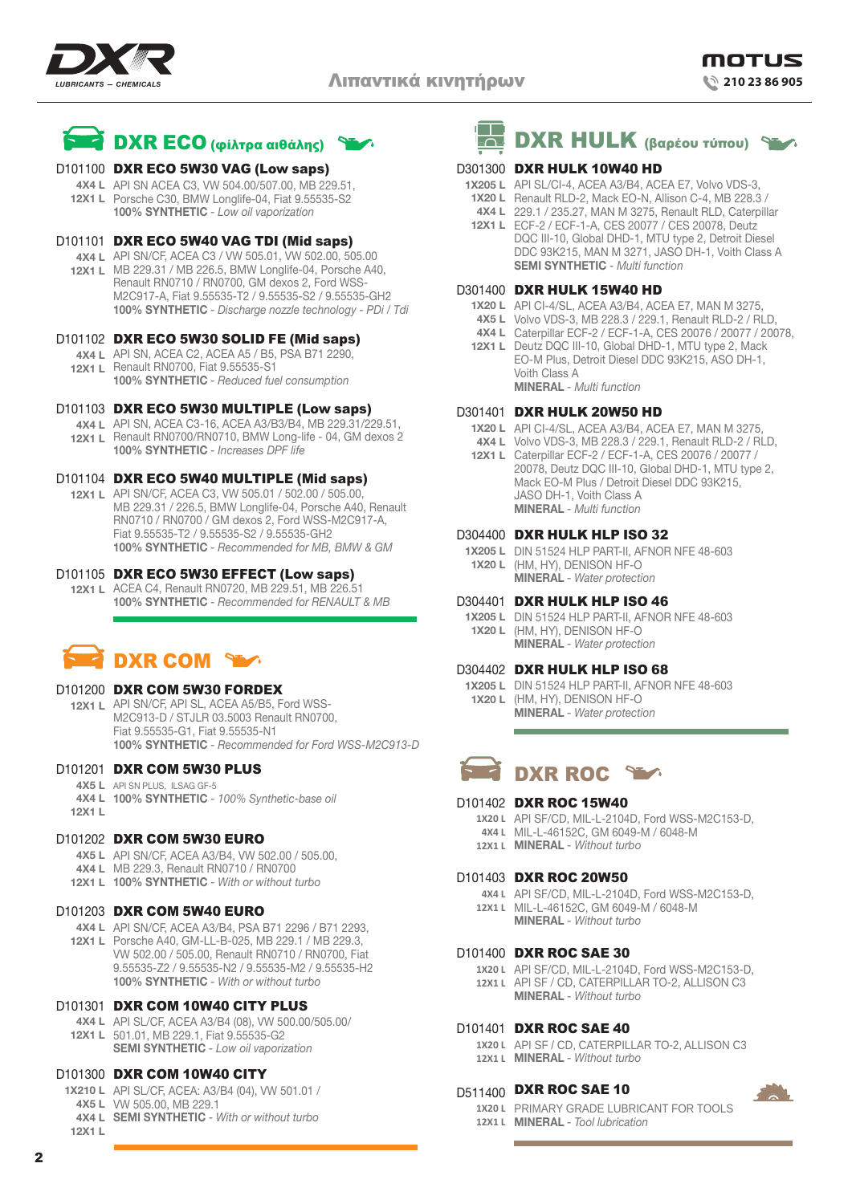# Λιπαντικά κινητήρων

## DXR ECO (φίλτρα αιθάλης)

**D101100 DXR ECO 5W30 VAG (Low saps)**
4X4 L, 12X1 L
API SN ACEA C3, VW 504.00/507.00, MB 229.51, Porsche C30, BMW Longlife-04, Fiat 9.55535-S2
**100% SYNTHETIC** - *Low oil vaporization*

**D101101 DXR ECO 5W40 VAG TDI (Mid saps)**
4X4 L, 12X1 L
API SN/CF, ACEA C3 / VW 505.01, VW 502.00, 505.00 MB 229.31 / MB 226.5, BMW Longlife-04, Porsche A40, Renault RN0710 / RN0700, GM dexos 2, Ford WSS-M2C917-A, Fiat 9.55535-T2 / 9.55535-S2 / 9.55535-GH2
**100% SYNTHETIC** - *Discharge nozzle technology - PDi / Tdi*

**D101102 DXR ECO 5W30 SOLID FE (Mid saps)**
4X4 L, 12X1 L
API SN, ACEA C2, ACEA A5 / B5, PSA B71 2290, Renault RN0700, Fiat 9.55535-S1
**100% SYNTHETIC** - *Reduced fuel consumption*

**D101103 DXR ECO 5W30 MULTIPLE (Low saps)**
4X4 L, 12X1 L
API SN, ACEA C3-16, ACEA A3/B3/B4, MB 229.31/229.51, Renault RN0700/RN0710, BMW Long-life - 04, GM dexos 2
**100% SYNTHETIC** - *Increases DPF life*

**D101104 DXR ECO 5W40 MULTIPLE (Mid saps)**
12X1 L
API SN/CF, ACEA C3, VW 505.01 / 502.00 / 505.00, MB 229.31 / 226.5, BMW Longlife-04, Porsche A40, Renault RN0710 / RN0700 / GM dexos 2, Ford WSS-M2C917-A, Fiat 9.55535-T2 / 9.55535-S2 / 9.55535-GH2
**100% SYNTHETIC** - *Recommended for MB, BMW & GM*

**D101105 DXR ECO 5W30 EFFECT (Low saps)**
12X1 L
ACEA C4, Renault RN0720, MB 229.51, MB 226.51
**100% SYNTHETIC** - *Recommended for RENAULT & MB*

## DXR COM

**D101200 DXR COM 5W30 FORDEX**
12X1 L
API SN/CF, API SL, ACEA A5/B5, Ford WSS-M2C913-D / STJLR 03.5003 Renault RN0700, Fiat 9.55535-G1, Fiat 9.55535-N1
**100% SYNTHETIC** - *Recommended for Ford WSS-M2C913-D*

**D101201 DXR COM 5W30 PLUS**
4X5 L, 4X4 L, 12X1 L
API SN PLUS, ILSAG GF-5
**100% SYNTHETIC** - *100% Synthetic-base oil*

**D101202 DXR COM 5W30 EURO**
4X5 L, 4X4 L, 12X1 L
API SN/CF, ACEA A3/B4, VW 502.00 / 505.00, MB 229.3, Renault RN0710 / RN0700
**100% SYNTHETIC** - *With or without turbo*

**D101203 DXR COM 5W40 EURO**
4X4 L, 12X1 L
API SN/CF, ACEA A3/B4, PSA B71 2296 / B71 2293, Porsche A40, GM-LL-B-025, MB 229.1 / MB 229.3, VW 502.00 / 505.00, Renault RN0710 / RN0700, Fiat 9.55535-Z2 / 9.55535-N2 / 9.55535-M2 / 9.55535-H2
**100% SYNTHETIC** - *With or without turbo*

**D101301 DXR COM 10W40 CITY PLUS**
4X4 L, 12X1 L
API SL/CF, ACEA A3/B4 (08), VW 500.00/505.00/ 501.01, MB 229.1, Fiat 9.55535-G2
**SEMI SYNTHETIC** - *Low oil vaporization*

**D101300 DXR COM 10W40 CITY**
1X210 L, 4X5 L, 4X4 L, 12X1 L
API SL/CF, ACEA: A3/B4 (04), VW 501.01 / VW 505.00, MB 229.1
**SEMI SYNTHETIC** - *With or without turbo*

## DXR HULK (βαρέου τύπου)

**D301300 DXR HULK 10W40 HD**
1X205 L, 1X20 L, 4X4 L, 12X1 L
API SL/CI-4, ACEA A3/B4, ACEA E7, Volvo VDS-3, Renault RLD-2, Mack EO-N, Allison C-4, MB 228.3 / 229.1 / 235.27, MAN M 3275, Renault RLD, Caterpillar ECF-2 / ECF-1-A, CES 20077 / CES 20078, Deutz DQC III-10, Global DHD-1, MTU type 2, Detroit Diesel DDC 93K215, MAN M 3271, JASO DH-1, Voith Class A
**SEMI SYNTHETIC** - *Multi function*

**D301400 DXR HULK 15W40 HD**
1X20 L, 4X5 L, 4X4 L, 12X1 L
API CI-4/SL, ACEA A3/B4, ACEA E7, MAN M 3275, Volvo VDS-3, MB 228.3 / 229.1, Renault RLD-2 / RLD, Caterpillar ECF-2 / ECF-1-A, CES 20076 / 20077 / 20078, Deutz DQC III-10, Global DHD-1, MTU type 2, Mack EO-M Plus, Detroit Diesel DDC 93K215, ASO DH-1, Voith Class A
**MINERAL** - *Multi function*

**D301401 DXR HULK 20W50 HD**
1X20 L, 4X4 L, 12X1 L
API CI-4/SL, ACEA A3/B4, ACEA E7, MAN M 3275, Volvo VDS-3, MB 228.3 / 229.1, Renault RLD-2 / RLD, Caterpillar ECF-2 / ECF-1-A, CES 20076 / 20077 / 20078, Deutz DQC III-10, Global DHD-1, MTU type 2, Mack EO-M Plus / Detroit Diesel DDC 93K215, JASO DH-1, Voith Class A
**MINERAL** - *Multi function*

**D304400 DXR HULK HLP ISO 32**
1X205 L, 1X20 L
DIN 51524 HLP PART-II, AFNOR NFE 48-603 (HM, HY), DENISON HF-O
**MINERAL** - *Water protection*

**D304401 DXR HULK HLP ISO 46**
1X205 L, 1X20 L
DIN 51524 HLP PART-II, AFNOR NFE 48-603 (HM, HY), DENISON HF-O
**MINERAL** - *Water protection*

**D304402 DXR HULK HLP ISO 68**
1X205 L, 1X20 L
DIN 51524 HLP PART-II, AFNOR NFE 48-603 (HM, HY), DENISON HF-O
**MINERAL** - *Water protection*

## DXR ROC

**D101402 DXR ROC 15W40**
1X20 L, 4X4 L, 12X1 L
API SF/CD, MIL-L-2104D, Ford WSS-M2C153-D, MIL-L-46152C, GM 6049-M / 6048-M
**MINERAL** - *Without turbo*

**D101403 DXR ROC 20W50**
4X4 L, 12X1 L
API SF/CD, MIL-L-2104D, Ford WSS-M2C153-D, MIL-L-46152C, GM 6049-M / 6048-M
**MINERAL** - *Without turbo*

**D101400 DXR ROC SAE 30**
1X20 L, 12X1 L
API SF/CD, MIL-L-2104D, Ford WSS-M2C153-D, API SF / CD, CATERPILLAR TO-2, ALLISON C3
**MINERAL** - *Without turbo*

**D101401 DXR ROC SAE 40**
1X20 L, 12X1 L
API SF / CD, CATERPILLAR TO-2, ALLISON C3
**MINERAL** - *Without turbo*

**D511400 DXR ROC SAE 10**
1X20 L, 12X1 L
PRIMARY GRADE LUBRICANT FOR TOOLS
**MINERAL** - *Tool lubrication*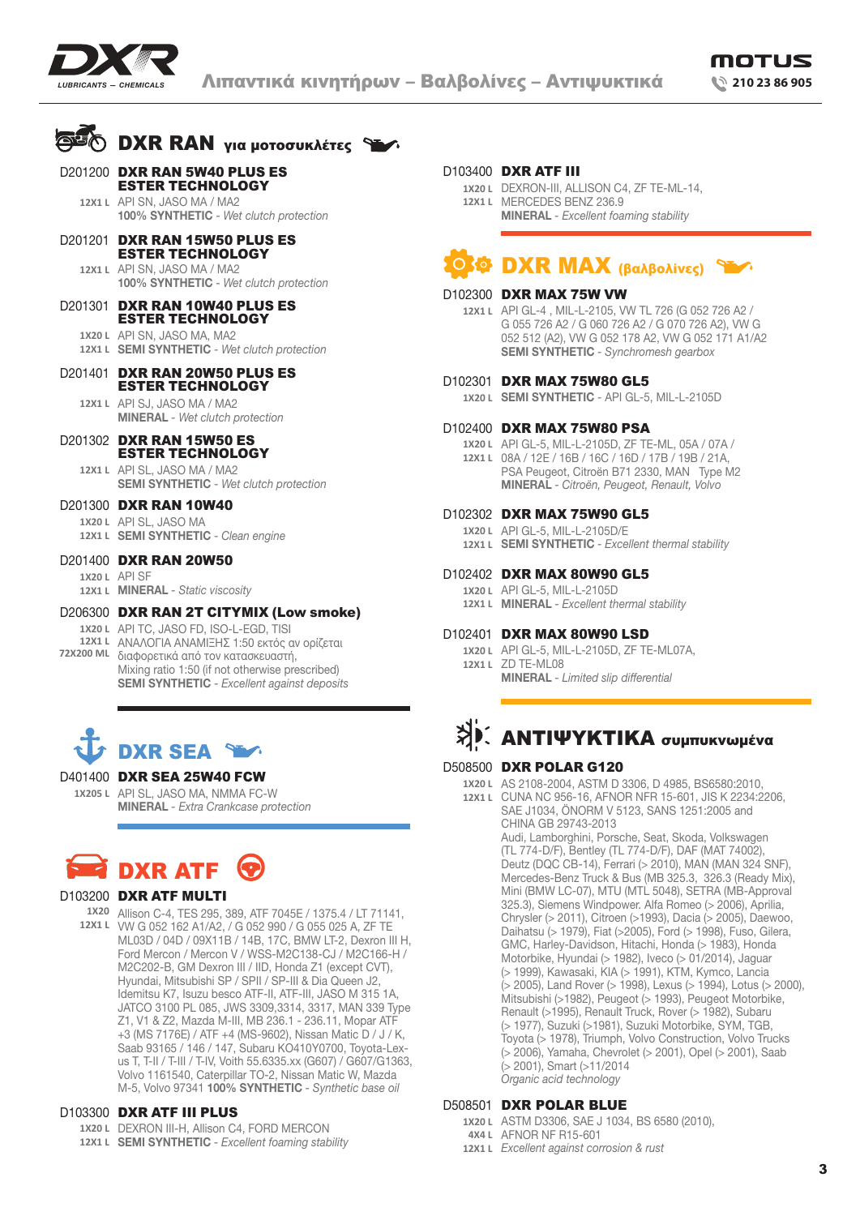# DXR RAN για μοτοσυκλέτες

D201200 **DXR RAN 5W40 PLUS ES ESTER TECHNOLOGY**
12X1 L API SN, JASO MA / MA2
**100% SYNTHETIC** - *Wet clutch protection*

D201201 **DXR RAN 15W50 PLUS ES ESTER TECHNOLOGY**
12X1 L API SN, JASO MA / MA2
**100% SYNTHETIC** - *Wet clutch protection*

D201301 **DXR RAN 10W40 PLUS ES ESTER TECHNOLOGY**
1X20 L API SN, JASO MA, MA2
12X1 L **SEMI SYNTHETIC** - *Wet clutch protection*

D201401 **DXR RAN 20W50 PLUS ES ESTER TECHNOLOGY**
12X1 L API SJ, JASO MA / MA2
**MINERAL** - *Wet clutch protection*

D201302 **DXR RAN 15W50 ES ESTER TECHNOLOGY**
12X1 L API SL, JASO MA / MA2
**SEMI SYNTHETIC** - *Wet clutch protection*

D201300 **DXR RAN 10W40**
1X20 L API SL, JASO MA
12X1 L **SEMI SYNTHETIC** - *Clean engine*

D201400 **DXR RAN 20W50**
1X20 L API SF
12X1 L **MINERAL** - *Static viscosity*

D206300 **DXR RAN 2T CITYMIX (Low smoke)**
1X20 L API TC, JASO FD, ISO-L-EGD, TISI
12X1 L ΑΝΑΛΟΓΙΑ ΑΝΑΜΙΞΗΣ 1:50 εκτός αν ορίζεται
72X200 ML διαφορετικά από τον κατασκευαστή,
Mixing ratio 1:50 (if not otherwise prescribed)
**SEMI SYNTHETIC** - *Excellent against deposits*

# DXR SEA

D401400 **DXR SEA 25W40 FCW**
1X205 L API SL, JASO MA, NMMA FC-W
**MINERAL** - *Extra Crankcase protection*

# DXR ATF

D103200 **DXR ATF MULTI**
1X20 Allison C-4, TES 295, 389, ATF 7045E / 1375.4 / LT 71141,
12X1 L VW G 052 162 A1/A2, / G 052 990 / G 055 025 A, ZF TE ML03D / 04D / 09X11B / 14B, 17C, BMW LT-2, Dexron III H, Ford Mercon / Mercon V / WSS-M2C138-CJ / M2C166-H / M2C202-B, GM Dexron III / IID, Honda Z1 (except CVT), Hyundai, Mitsubishi SP / SPII / SP-III & Dia Queen J2, Idemitsu K7, Isuzu besco ATF-II, ATF-III, JASO M 315 1A, JATCO 3100 PL 085, JWS 3309,3314, 3317, MAN 339 Type Z1, V1 & Z2, Mazda M-III, MB 236.1 - 236.11, Mopar ATF +3 (MS 7176E) / ATF +4 (MS-9602), Nissan Matic D / J / K, Saab 93165 / 146 / 147, Subaru KO410Y0700, Toyota-Lexus T, T-II / T-III / T-IV, Voith 55.6335.xx (G607) / G607/G1363, Volvo 1161540, Caterpillar TO-2, Nissan Matic W, Mazda M-5, Volvo 97341 **100% SYNTHETIC** - *Synthetic base oil*

D103300 **DXR ATF III PLUS**
1X20 L DEXRON III-H, Allison C4, FORD MERCON
12X1 L **SEMI SYNTHETIC** - *Excellent foaming stability*

D103400 **DXR ATF III**
1X20 L DEXRON-III, ALLISON C4, ZF TE-ML-14,
12X1 L MERCEDES BENZ 236.9
**MINERAL** - *Excellent foaming stability*

# DXR MAX (βαλβολίνες)

D102300 **DXR MAX 75W VW**
12X1 L API GL-4 , MIL-L-2105, VW TL 726 (G 052 726 A2 / G 055 726 A2 / G 060 726 A2 / G 070 726 A2), VW G 052 512 (A2), VW G 052 178 A2, VW G 052 171 A1/A2
**SEMI SYNTHETIC** - *Synchromesh gearbox*

D102301 **DXR MAX 75W80 GL5**
1X20 L **SEMI SYNTHETIC** - API GL-5, MIL-L-2105D

D102400 **DXR MAX 75W80 PSA**
1X20 L API GL-5, MIL-L-2105D, ZF TE-ML, 05A / 07A /
12X1 L 08A / 12E / 16B / 16C / 16D / 17B / 19B / 21A, PSA Peugeot, Citroën B71 2330, MAN Type M2
**MINERAL** - *Citroën, Peugeot, Renault, Volvo*

D102302 **DXR MAX 75W90 GL5**
1X20 L API GL-5, MIL-L-2105D/E
12X1 L **SEMI SYNTHETIC** - *Excellent thermal stability*

D102402 **DXR MAX 80W90 GL5**
1X20 L API GL-5, MIL-L-2105D
12X1 L **MINERAL** - *Excellent thermal stability*

D102401 **DXR MAX 80W90 LSD**
1X20 L API GL-5, MIL-L-2105D, ZF TE-ML07A,
12X1 L ZD TE-ML08
**MINERAL** - *Limited slip differential*

# ΑΝΤΙΨΥΚΤΙΚΑ συμπυκνωμένα

D508500 **DXR POLAR G120**
1X20 L AS 2108-2004, ASTM D 3306, D 4985, BS6580:2010,
12X1 L CUNA NC 956-16, AFNOR NFR 15-601, JIS K 2234:2206, SAE J1034, ÖNORM V 5123, SANS 1251:2005 and CHINA GB 29743-2013
Audi, Lamborghini, Porsche, Seat, Skoda, Volkswagen (TL 774-D/F), Bentley (TL 774-D/F), DAF (MAT 74002), Deutz (DQC CB-14), Ferrari (> 2010), MAN (MAN 324 SNF), Mercedes-Benz Truck & Bus (MB 325.3, 326.3 (Ready Mix), Mini (BMW LC-07), MTU (MTL 5048), SETRA (MB-Approval 325.3), Siemens Windpower. Alfa Romeo (> 2006), Aprilia, Chrysler (> 2011), Citroen (>1993), Dacia (> 2005), Daewoo, Daihatsu (> 1979), Fiat (>2005), Ford (> 1998), Fuso, Gilera, GMC, Harley-Davidson, Hitachi, Honda (> 1983), Honda Motorbike, Hyundai (> 1982), Iveco (> 01/2014), Jaguar (> 1999), Kawasaki, KIA (> 1991), KTM, Kymco, Lancia (> 2005), Land Rover (> 1998), Lexus (> 1994), Lotus (> 2000), Mitsubishi (>1982), Peugeot (> 1993), Peugeot Motorbike, Renault (>1995), Renault Truck, Rover (> 1982), Subaru (> 1977), Suzuki (>1981), Suzuki Motorbike, SYM, TGB, Toyota (> 1978), Triumph, Volvo Construction, Volvo Trucks (> 2006), Yamaha, Chevrolet (> 2001), Opel (> 2001), Saab (> 2001), Smart (>11/2014
*Organic acid technology*

D508501 **DXR POLAR BLUE**
1X20 L ASTM D3306, SAE J 1034, BS 6580 (2010),
4X4 L AFNOR NF R15-601
12X1 L *Excellent against corrosion & rust*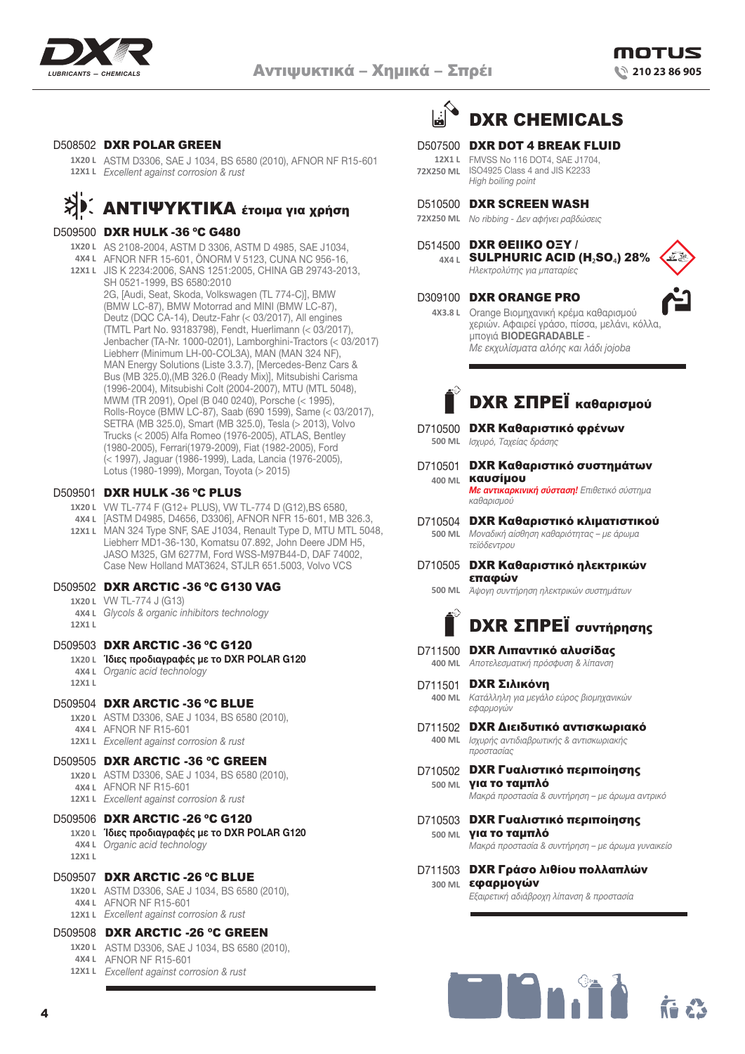## Αντιψυκτικά – Χημικά – Σπρέι

D508502 **DXR POLAR GREEN**
1X20 L ASTM D3306, SAE J 1034, BS 6580 (2010), AFNOR NF R15-601
12X1 L *Excellent against corrosion & rust*

## ΑΝΤΙΨΥΚΤΙΚΑ έτοιμα για χρήση

D509500 **DXR HULK -36 ºC G480**
1X20 L AS 2108-2004, ASTM D 3306, ASTM D 4985, SAE J1034,
4X4 L AFNOR NFR 15-601, ÖNORM V 5123, CUNA NC 956-16,
12X1 L JIS K 2234:2006, SANS 1251:2005, CHINA GB 29743-2013, SH 0521-1999, BS 6580:2010
2G, [Audi, Seat, Skoda, Volkswagen (TL 774-C)], BMW (BMW LC-87), BMW Motorrad and MINI (BMW LC-87), Deutz (DQC CA-14), Deutz-Fahr (< 03/2017), All engines (TMTL Part No. 93183798), Fendt, Huerlimann (< 03/2017), Jenbacher (TA-Nr. 1000-0201), Lamborghini-Tractors (< 03/2017) Liebherr (Minimum LH-00-COL3A), MAN (MAN 324 NF), MAN Energy Solutions (Liste 3.3.7), [Mercedes-Benz Cars & Bus (MB 325.0),(MB 326.0 (Ready Mix)], Mitsubishi Carisma (1996-2004), Mitsubishi Colt (2004-2007), MTU (MTL 5048), MWM (TR 2091), Opel (B 040 0240), Porsche (< 1995), Rolls-Royce (BMW LC-87), Saab (690 1599), Same (< 03/2017), SETRA (MB 325.0), Smart (MB 325.0), Tesla (> 2013), Volvo Trucks (< 2005) Alfa Romeo (1976-2005), ATLAS, Bentley (1980-2005), Ferrari(1979-2009), Fiat (1982-2005), Ford (< 1997), Jaguar (1986-1999), Lada, Lancia (1976-2005), Lotus (1980-1999), Morgan, Toyota (> 2015)

D509501 **DXR HULK -36 ºC PLUS**
1X20 L VW TL-774 F (G12+ PLUS), VW TL-774 D (G12),BS 6580,
4X4 L [ASTM D4985, D4656, D3306], AFNOR NFR 15-601, MB 326.3,
12X1 L MAN 324 Type SNF, SAE J1034, Renault Type D, MTU MTL 5048, Liebherr MD1-36-130, Komatsu 07.892, John Deere JDM H5, JASO M325, GM 6277M, Ford WSS-M97B44-D, DAF 74002, Case New Holland MAT3624, STJLR 651.5003, Volvo VCS

D509502 **DXR ARCTIC -36 ºC G130 VAG**
1X20 L VW TL-774 J (G13)
4X4 L *Glycols & organic inhibitors technology*
12X1 L

D509503 **DXR ARCTIC -36 ºC G120**
1X20 L **Ίδιες προδιαγραφές με το DXR POLAR G120**
4X4 L *Organic acid technology*
12X1 L

D509504 **DXR ARCTIC -36 ºC BLUE**
1X20 L ASTM D3306, SAE J 1034, BS 6580 (2010),
4X4 L AFNOR NF R15-601
12X1 L *Excellent against corrosion & rust*

D509505 **DXR ARCTIC -36 ºC GREEN**
1X20 L ASTM D3306, SAE J 1034, BS 6580 (2010),
4X4 L AFNOR NF R15-601
12X1 L *Excellent against corrosion & rust*

D509506 **DXR ARCTIC -26 ºC G120**
1X20 L **Ίδιες προδιαγραφές με το DXR POLAR G120**
4X4 L *Organic acid technology*
12X1 L

D509507 **DXR ARCTIC -26 ºC BLUE**
1X20 L ASTM D3306, SAE J 1034, BS 6580 (2010),
4X4 L AFNOR NF R15-601
12X1 L *Excellent against corrosion & rust*

D509508 **DXR ARCTIC -26 ºC GREEN**
1X20 L ASTM D3306, SAE J 1034, BS 6580 (2010),
4X4 L AFNOR NF R15-601
12X1 L *Excellent against corrosion & rust*

## DXR CHEMICALS

D507500 **DXR DOT 4 BREAK FLUID**
12X1 L FMVSS No 116 DOT4, SAE J1704,
72X250 ML ISO4925 Class 4 and JIS K2233
*High boiling point*

D510500 **DXR SCREEN WASH**
72X250 ML *No ribbing - Δεν αφήνει ραβδώσεις*

D514500 **DXR ΘΕΙΙΚΟ ΟΞΥ / SULPHURIC ACID ($H_2SO_4$) 28%**
4X4 L *Ηλεκτρολύτης για μπαταρίες*

D309100 **DXR ORANGE PRO**
4X3.8 L Orange Βιομηχανική κρέμα καθαρισμού χεριών. Αφαιρεί γράσο, πίσσα, μελάνι, κόλλα, μπογιά **BIODEGRADABLE** -
*Με εκχυλίσματα αλόης και λάδι jojoba*

## DXR ΣΠΡΕΪ καθαρισμού

D710500 **DXR Καθαριστικό φρένων**
500 ML *Ισχυρό, Ταχείας δράσης*

D710501 **DXR Καθαριστικό συστημάτων καυσίμου**
400 ML ***Με αντικαρκινική σύσταση!*** *Επιθετικό σύστημα καθαρισμού*

D710504 **DXR Καθαριστικό κλιματιστικού**
500 ML *Μοναδική αίσθηση καθαριότητας – με άρωμα τεϊόδεντρου*

D710505 **DXR Καθαριστικό ηλεκτρικών επαφών**
500 ML *Άψογη συντήρηση ηλεκτρικών συστημάτων*

## DXR ΣΠΡΕΪ συντήρησης

D711500 **DXR Λιπαντικό αλυσίδας**
400 ML *Αποτελεσματική πρόσφυση & λίπανση*

D711501 **DXR Σιλικόνη**
400 ML *Κατάλληλη για μεγάλο εύρος βιομηχανικών εφαρμογών*

D711502 **DXR Διεισδυτικό αντισκωριακό**
400 ML *Ισχυρής αντιδιαβρωτικής & αντισκωριακής προστασίας*

D710502 **DXR Γυαλιστικό περιποίησης για το ταμπλό**
500 ML *Μακρά προστασία & συντήρηση – με άρωμα αντρικό*

D710503 **DXR Γυαλιστικό περιποίησης για το ταμπλό**
500 ML *Μακρά προστασία & συντήρηση – με άρωμα γυναικείο*

D711503 **DXR Γράσο λιθίου πολλαπλών εφαρμογών**
300 ML *Εξαιρετική αδιάβροχη λίπανση & προστασία*